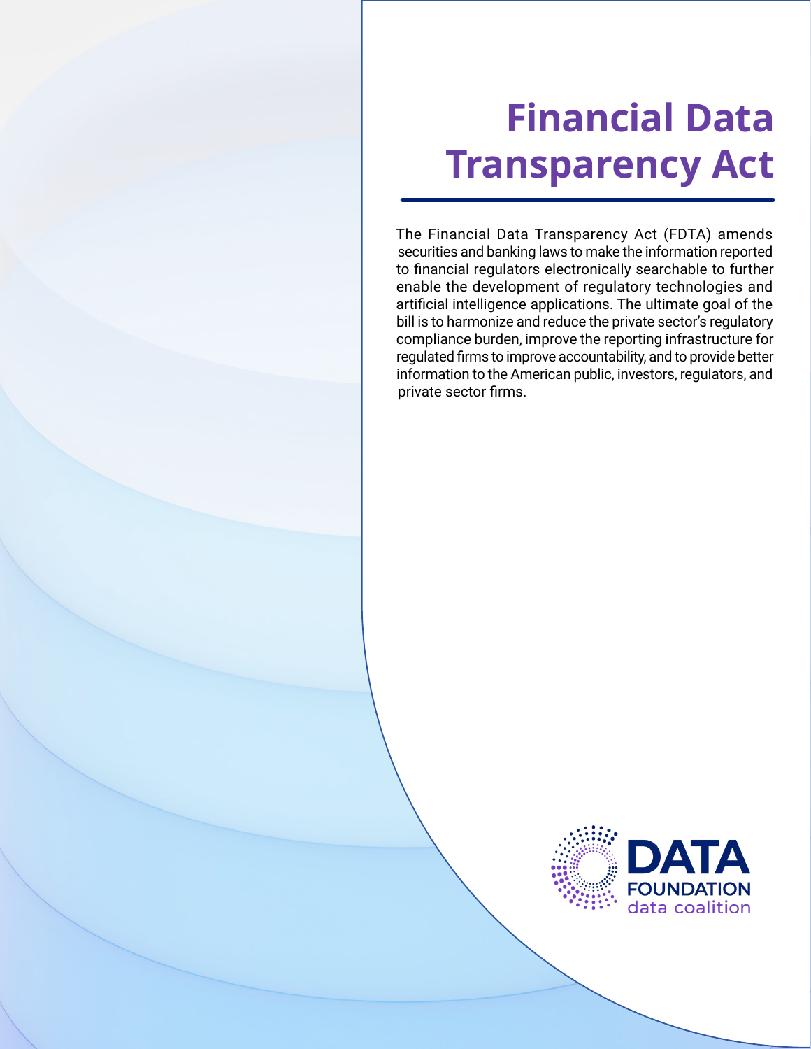# Financial Data Transparency Act

The Financial Data Transparency Act (FDTA) amends securities and banking laws to make the information reported to financial regulators electronically searchable to further enable the development of regulatory technologies and artificial intelligence applications. The ultimate goal of the bill is to harmonize and reduce the private sector's regulatory compliance burden, improve the reporting infrastructure for regulated firms to improve accountability, and to provide better information to the American public, investors, regulators, and private sector firms.

DATA FOUNDATION
data coalition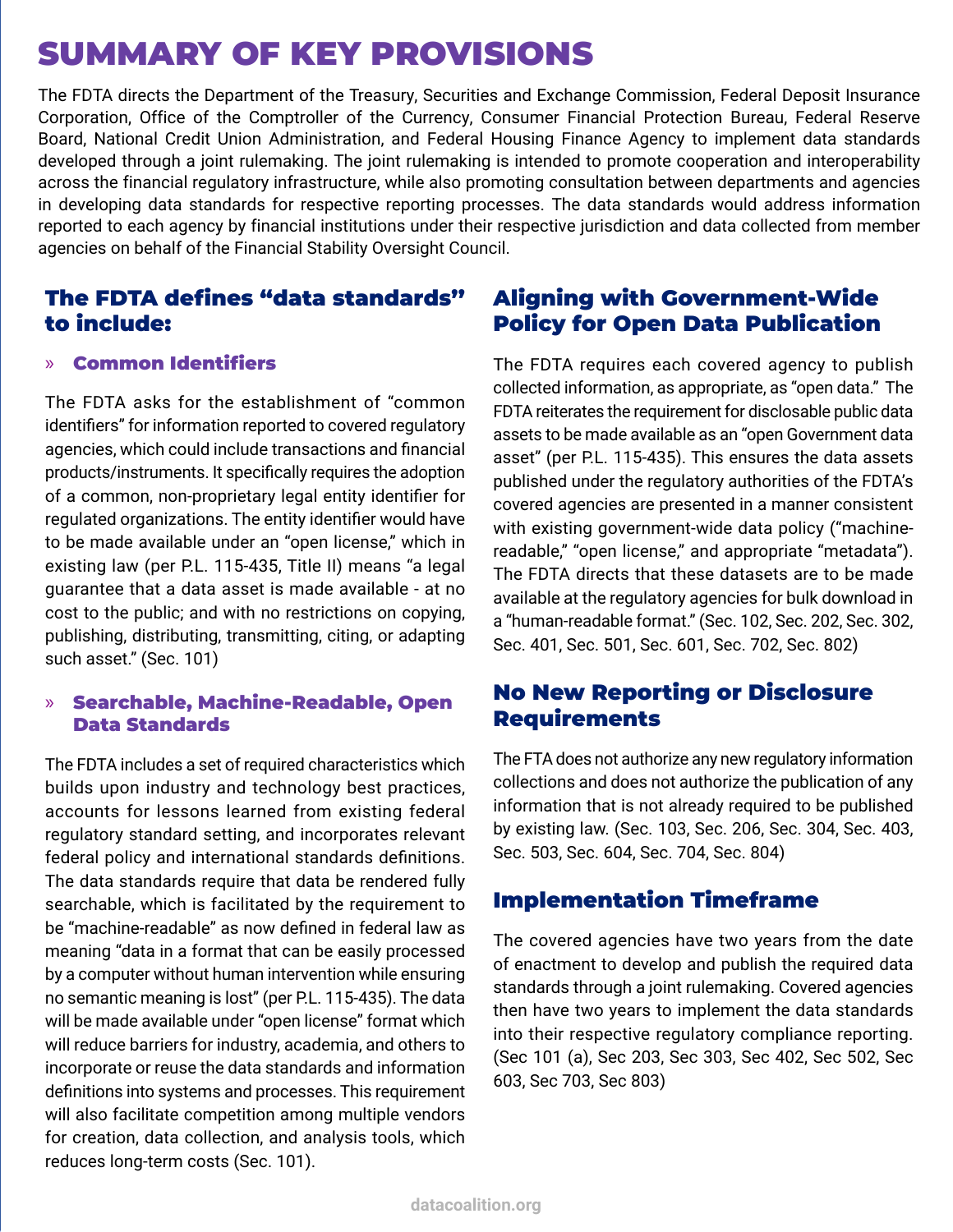# SUMMARY OF KEY PROVISIONS

The FDTA directs the Department of the Treasury, Securities and Exchange Commission, Federal Deposit Insurance Corporation, Office of the Comptroller of the Currency, Consumer Financial Protection Bureau, Federal Reserve Board, National Credit Union Administration, and Federal Housing Finance Agency to implement data standards developed through a joint rulemaking. The joint rulemaking is intended to promote cooperation and interoperability across the financial regulatory infrastructure, while also promoting consultation between departments and agencies in developing data standards for respective reporting processes. The data standards would address information reported to each agency by financial institutions under their respective jurisdiction and data collected from member agencies on behalf of the Financial Stability Oversight Council.

## The FDTA defines "data standards" to include:

### » Common Identifiers

The FDTA asks for the establishment of "common identifiers" for information reported to covered regulatory agencies, which could include transactions and financial products/instruments. It specifically requires the adoption of a common, non-proprietary legal entity identifier for regulated organizations. The entity identifier would have to be made available under an "open license," which in existing law (per P.L. 115-435, Title II) means "a legal guarantee that a data asset is made available - at no cost to the public; and with no restrictions on copying, publishing, distributing, transmitting, citing, or adapting such asset." (Sec. 101)

### » Searchable, Machine-Readable, Open Data Standards

The FDTA includes a set of required characteristics which builds upon industry and technology best practices, accounts for lessons learned from existing federal regulatory standard setting, and incorporates relevant federal policy and international standards definitions. The data standards require that data be rendered fully searchable, which is facilitated by the requirement to be "machine-readable" as now defined in federal law as meaning "data in a format that can be easily processed by a computer without human intervention while ensuring no semantic meaning is lost" (per P.L. 115-435). The data will be made available under "open license" format which will reduce barriers for industry, academia, and others to incorporate or reuse the data standards and information definitions into systems and processes. This requirement will also facilitate competition among multiple vendors for creation, data collection, and analysis tools, which reduces long-term costs (Sec. 101).

## Aligning with Government-Wide Policy for Open Data Publication

The FDTA requires each covered agency to publish collected information, as appropriate, as "open data." The FDTA reiterates the requirement for disclosable public data assets to be made available as an "open Government data asset" (per P.L. 115-435). This ensures the data assets published under the regulatory authorities of the FDTA's covered agencies are presented in a manner consistent with existing government-wide data policy ("machine-readable," "open license," and appropriate "metadata"). The FDTA directs that these datasets are to be made available at the regulatory agencies for bulk download in a "human-readable format." (Sec. 102, Sec. 202, Sec. 302, Sec. 401, Sec. 501, Sec. 601, Sec. 702, Sec. 802)

## No New Reporting or Disclosure Requirements

The FTA does not authorize any new regulatory information collections and does not authorize the publication of any information that is not already required to be published by existing law. (Sec. 103, Sec. 206, Sec. 304, Sec. 403, Sec. 503, Sec. 604, Sec. 704, Sec. 804)

## Implementation Timeframe

The covered agencies have two years from the date of enactment to develop and publish the required data standards through a joint rulemaking. Covered agencies then have two years to implement the data standards into their respective regulatory compliance reporting. (Sec 101 (a), Sec 203, Sec 303, Sec 402, Sec 502, Sec 603, Sec 703, Sec 803)